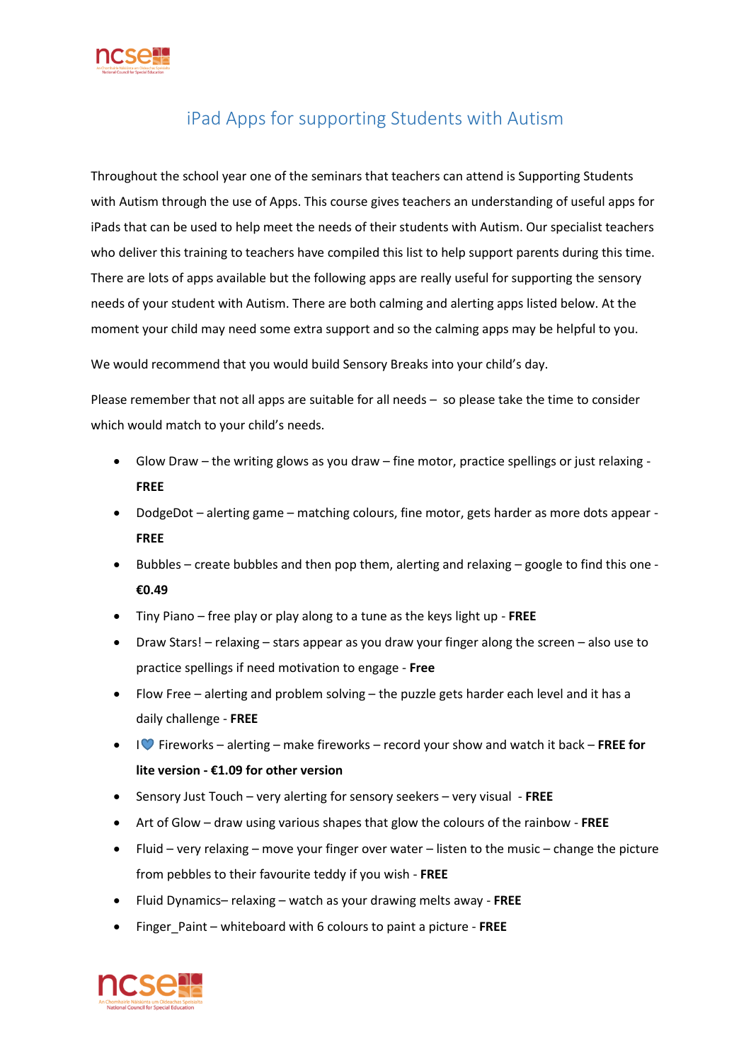# iPad Apps for supporting Students with Autism

Throughout the school year one of the seminars that teachers can attend is Supporting Students with Autism through the use of Apps. This course gives teachers an understanding of useful apps for iPads that can be used to help meet the needs of their students with Autism. Our specialist teachers who deliver this training to teachers have compiled this list to help support parents during this time. There are lots of apps available but the following apps are really useful for supporting the sensory needs of your student with Autism. There are both calming and alerting apps listed below. At the moment your child may need some extra support and so the calming apps may be helpful to you.

We would recommend that you would build Sensory Breaks into your child's day.

Please remember that not all apps are suitable for all needs – so please take the time to consider which would match to your child's needs.

- Glow Draw – the writing glows as you draw – fine motor, practice spellings or just relaxing - **FREE**
- DodgeDot – alerting game – matching colours, fine motor, gets harder as more dots appear - **FREE**
- Bubbles – create bubbles and then pop them, alerting and relaxing – google to find this one - **€0.49**
- Tiny Piano – free play or play along to a tune as the keys light up - **FREE**
- Draw Stars! – relaxing – stars appear as you draw your finger along the screen – also use to practice spellings if need motivation to engage - **Free**
- Flow Free – alerting and problem solving – the puzzle gets harder each level and it has a daily challenge - **FREE**
- I 💙 Fireworks – alerting – make fireworks – record your show and watch it back – **FREE for lite version - €1.09 for other version**
- Sensory Just Touch – very alerting for sensory seekers – very visual - **FREE**
- Art of Glow – draw using various shapes that glow the colours of the rainbow - **FREE**
- Fluid – very relaxing – move your finger over water – listen to the music – change the picture from pebbles to their favourite teddy if you wish - **FREE**
- Fluid Dynamics– relaxing – watch as your drawing melts away - **FREE**
- Finger_Paint – whiteboard with 6 colours to paint a picture - **FREE**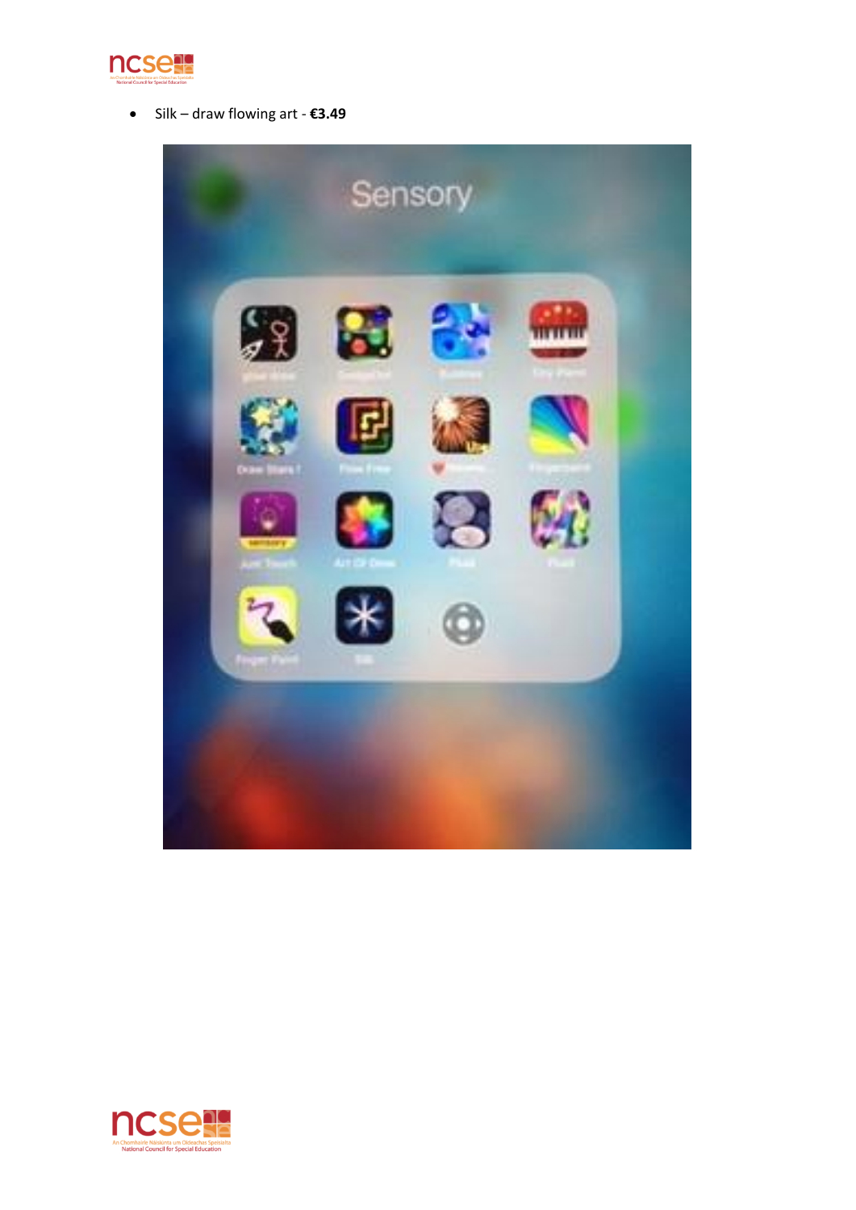- Silk – draw flowing art - **€3.49**